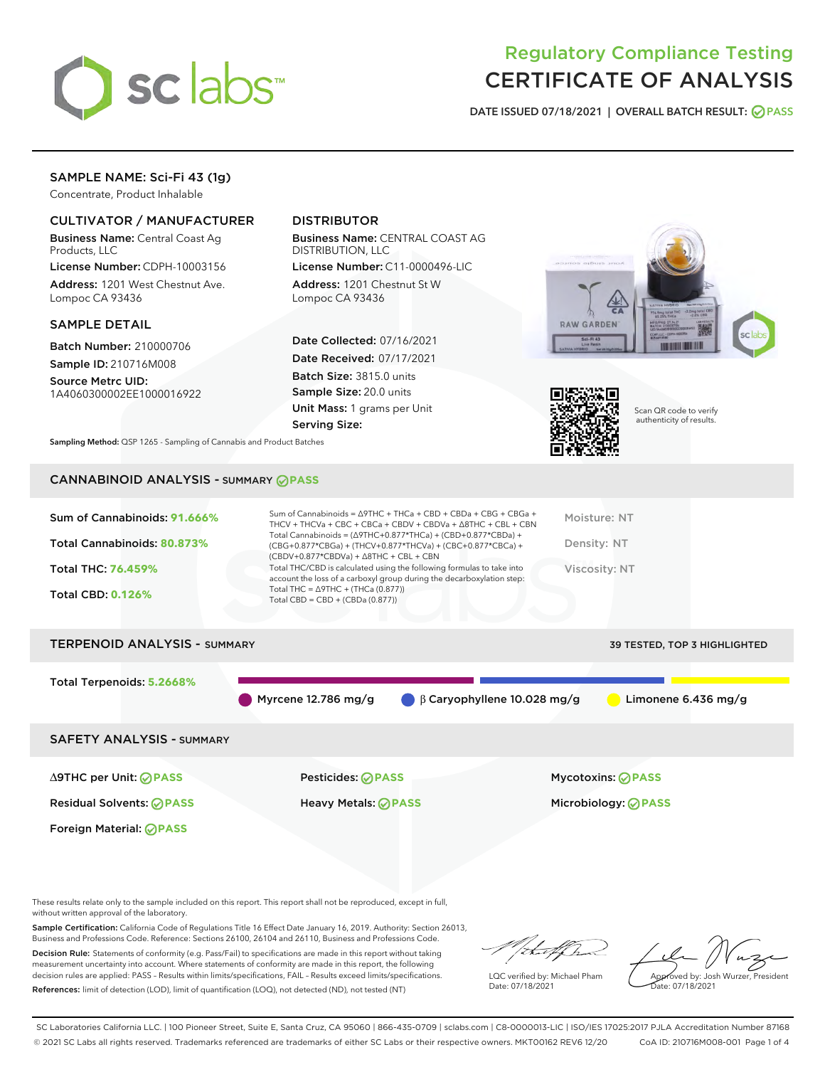# Regulatory Compliance Testing
# CERTIFICATE OF ANALYSIS

DATE ISSUED 07/18/2021 | OVERALL BATCH RESULT: PASS

## SAMPLE NAME: Sci-Fi 43 (1g)

Concentrate, Product Inhalable

### CULTIVATOR / MANUFACTURER

**Business Name:** Central Coast Ag Products, LLC

**License Number:** CDPH-10003156

**Address:** 1201 West Chestnut Ave. Lompoc CA 93436

### DISTRIBUTOR

**Business Name:** CENTRAL COAST AG DISTRIBUTION, LLC

**License Number:** C11-0000496-LIC

**Address:** 1201 Chestnut St W Lompoc CA 93436

### SAMPLE DETAIL

**Batch Number:** 210000706

**Sample ID:** 210716M008

**Source Metrc UID:** 1A4060300002EE1000016922

**Date Collected:** 07/16/2021

**Date Received:** 07/17/2021

**Batch Size:** 3815.0 units

**Sample Size:** 20.0 units

**Unit Mass:** 1 grams per Unit

**Serving Size:**

Scan QR code to verify authenticity of results.

**Sampling Method:** QSP 1265 - Sampling of Cannabis and Product Batches

## CANNABINOID ANALYSIS - SUMMARY PASS

Sum of Cannabinoids: **91.666%**

Total Cannabinoids: **80.873%**

Total THC: **76.459%**

Total CBD: **0.126%**

Sum of Cannabinoids = Δ9THC + THCa + CBD + CBDa + CBG + CBGa + THCV + THCVa + CBC + CBCa + CBDV + CBDVa + Δ8THC + CBL + CBN

Total Cannabinoids = (Δ9THC+0.877*THCa) + (CBD+0.877*CBDa) + (CBG+0.877*CBGa) + (THCV+0.877*THCVa) + (CBC+0.877*CBCa) + (CBDV+0.877*CBDVa) + Δ8THC + CBL + CBN

Total THC/CBD is calculated using the following formulas to take into account the loss of a carboxyl group during the decarboxylation step:

Total THC = Δ9THC + (THCa (0.877))

Total CBD = CBD + (CBDa (0.877))

Moisture: NT

Density: NT

Viscosity: NT

## TERPENOID ANALYSIS - SUMMARY

39 TESTED, TOP 3 HIGHLIGHTED

Total Terpenoids: **5.2668%**

Myrcene 12.786 mg/g

β Caryophyllene 10.028 mg/g

Limonene 6.436 mg/g

## SAFETY ANALYSIS - SUMMARY

| | | |
|---|---|---|
| Δ9THC per Unit: PASS | Pesticides: PASS | Mycotoxins: PASS |
| Residual Solvents: PASS | Heavy Metals: PASS | Microbiology: PASS |
| Foreign Material: PASS | | |

These results relate only to the sample included on this report. This report shall not be reproduced, except in full, without written approval of the laboratory.

**Sample Certification:** California Code of Regulations Title 16 Effect Date January 16, 2019. Authority: Section 26013, Business and Professions Code. Reference: Sections 26100, 26104 and 26110, Business and Professions Code.

**Decision Rule:** Statements of conformity (e.g. Pass/Fail) to specifications are made in this report without taking measurement uncertainty into account. Where statements of conformity are made in this report, the following decision rules are applied: PASS – Results within limits/specifications, FAIL – Results exceed limits/specifications.

**References:** limit of detection (LOD), limit of quantification (LOQ), not detected (ND), not tested (NT)

LQC verified by: Michael Pham
Date: 07/18/2021

Approved by: Josh Wurzer, President
Date: 07/18/2021

SC Laboratories California LLC. | 100 Pioneer Street, Suite E, Santa Cruz, CA 95060 | 866-435-0709 | sclabs.com | C8-0000013-LIC | ISO/IES 17025:2017 PJLA Accreditation Number 87168
© 2021 SC Labs all rights reserved. Trademarks referenced are trademarks of either SC Labs or their respective owners. MKT00162 REV6 12/20 CoA ID: 210716M008-001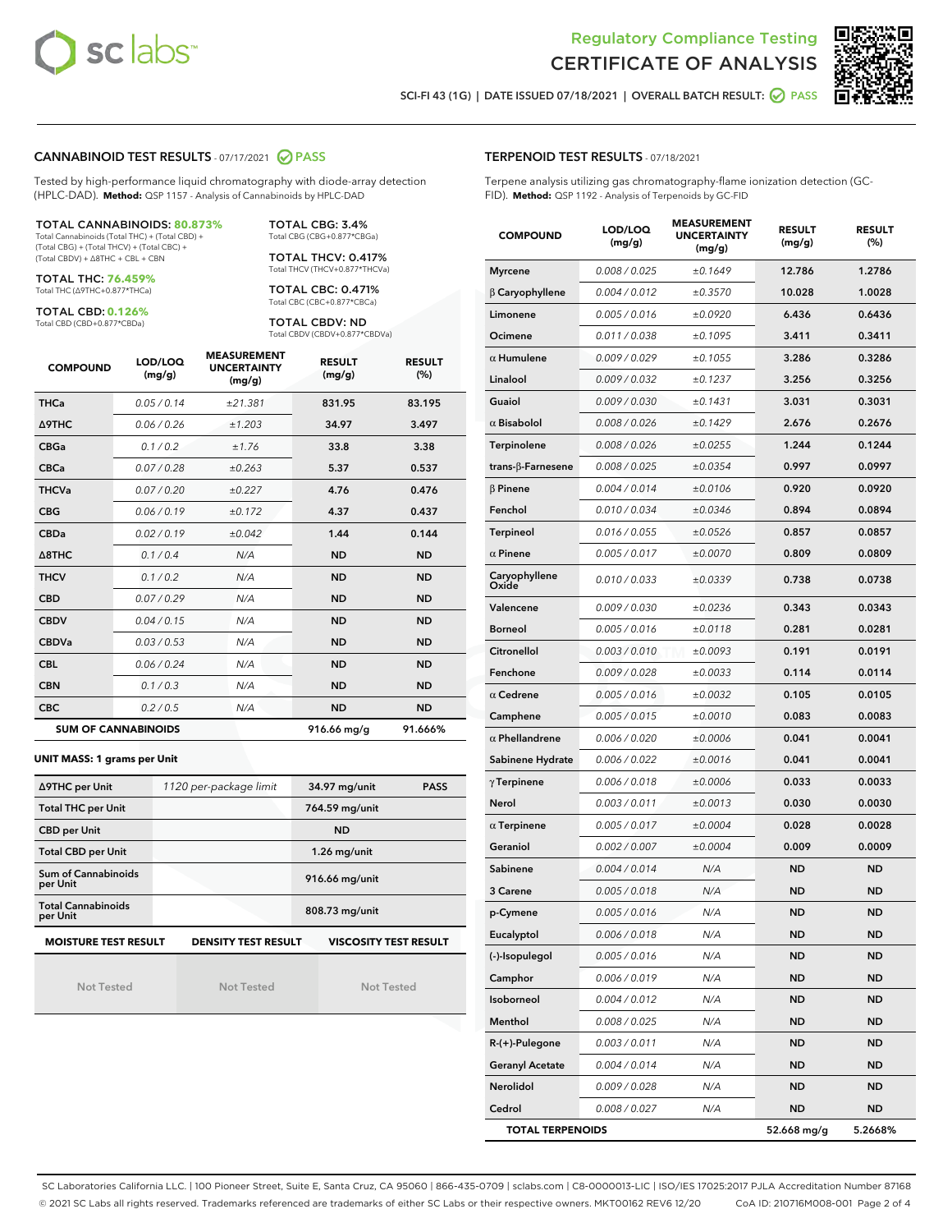# Regulatory Compliance Testing
# CERTIFICATE OF ANALYSIS

SCI-FI 43 (1G) | DATE ISSUED 07/18/2021 | OVERALL BATCH RESULT: PASS

## CANNABINOID TEST RESULTS - 07/17/2021 PASS

Tested by high-performance liquid chromatography with diode-array detection (HPLC-DAD). **Method:** QSP 1157 - Analysis of Cannabinoids by HPLC-DAD

**TOTAL CANNABINOIDS: 80.873%**
Total Cannabinoids (Total THC) + (Total CBD) + (Total CBG) + (Total THCV) + (Total CBC) + (Total CBDV) + Δ8THC + CBL + CBN

**TOTAL THC: 76.459%**
Total THC (Δ9THC+0.877*THCa)

**TOTAL CBD: 0.126%**
Total CBD (CBD+0.877*CBDa)

**TOTAL CBG: 3.4%**
Total CBG (CBG+0.877*CBGa)

**TOTAL THCV: 0.417%**
Total THCV (THCV+0.877*THCVa)

**TOTAL CBC: 0.471%**
Total CBC (CBC+0.877*CBCa)

**TOTAL CBDV: ND**
Total CBDV (CBDV+0.877*CBDVa)

| COMPOUND | LOD/LOQ (mg/g) | MEASUREMENT UNCERTAINTY (mg/g) | RESULT (mg/g) | RESULT (%) |
|---|---|---|---|---|
| THCa | 0.05 / 0.14 | ±21.381 | 831.95 | 83.195 |
| Δ9THC | 0.06 / 0.26 | ±1.203 | 34.97 | 3.497 |
| CBGa | 0.1 / 0.2 | ±1.76 | 33.8 | 3.38 |
| CBCa | 0.07 / 0.28 | ±0.263 | 5.37 | 0.537 |
| THCVa | 0.07 / 0.20 | ±0.227 | 4.76 | 0.476 |
| CBG | 0.06 / 0.19 | ±0.172 | 4.37 | 0.437 |
| CBDa | 0.02 / 0.19 | ±0.042 | 1.44 | 0.144 |
| Δ8THC | 0.1 / 0.4 | N/A | ND | ND |
| THCV | 0.1 / 0.2 | N/A | ND | ND |
| CBD | 0.07 / 0.29 | N/A | ND | ND |
| CBDV | 0.04 / 0.15 | N/A | ND | ND |
| CBDVa | 0.03 / 0.53 | N/A | ND | ND |
| CBL | 0.06 / 0.24 | N/A | ND | ND |
| CBN | 0.1 / 0.3 | N/A | ND | ND |
| CBC | 0.2 / 0.5 | N/A | ND | ND |
| **SUM OF CANNABINOIDS** | | | 916.66 mg/g | 91.666% |

**UNIT MASS: 1 grams per Unit**

| | | | |
|---|---|---|---|
| Δ9THC per Unit | 1120 per-package limit | 34.97 mg/unit | PASS |
| Total THC per Unit | | 764.59 mg/unit | |
| CBD per Unit | | ND | |
| Total CBD per Unit | | 1.26 mg/unit | |
| Sum of Cannabinoids per Unit | | 916.66 mg/unit | |
| Total Cannabinoids per Unit | | 808.73 mg/unit | |

| MOISTURE TEST RESULT | DENSITY TEST RESULT | VISCOSITY TEST RESULT |
|---|---|---|
| Not Tested | Not Tested | Not Tested |

## TERPENOID TEST RESULTS - 07/18/2021

Terpene analysis utilizing gas chromatography-flame ionization detection (GC-FID). **Method:** QSP 1192 - Analysis of Terpenoids by GC-FID

| COMPOUND | LOD/LOQ (mg/g) | MEASUREMENT UNCERTAINTY (mg/g) | RESULT (mg/g) | RESULT (%) |
|---|---|---|---|---|
| Myrcene | 0.008 / 0.025 | ±0.1649 | 12.786 | 1.2786 |
| β Caryophyllene | 0.004 / 0.012 | ±0.3570 | 10.028 | 1.0028 |
| Limonene | 0.005 / 0.016 | ±0.0920 | 6.436 | 0.6436 |
| Ocimene | 0.011 / 0.038 | ±0.1095 | 3.411 | 0.3411 |
| α Humulene | 0.009 / 0.029 | ±0.1055 | 3.286 | 0.3286 |
| Linalool | 0.009 / 0.032 | ±0.1237 | 3.256 | 0.3256 |
| Guaiol | 0.009 / 0.030 | ±0.1431 | 3.031 | 0.3031 |
| α Bisabolol | 0.008 / 0.026 | ±0.1429 | 2.676 | 0.2676 |
| Terpinolene | 0.008 / 0.026 | ±0.0255 | 1.244 | 0.1244 |
| trans-β-Farnesene | 0.008 / 0.025 | ±0.0354 | 0.997 | 0.0997 |
| β Pinene | 0.004 / 0.014 | ±0.0106 | 0.920 | 0.0920 |
| Fenchol | 0.010 / 0.034 | ±0.0346 | 0.894 | 0.0894 |
| Terpineol | 0.016 / 0.055 | ±0.0526 | 0.857 | 0.0857 |
| α Pinene | 0.005 / 0.017 | ±0.0070 | 0.809 | 0.0809 |
| Caryophyllene Oxide | 0.010 / 0.033 | ±0.0339 | 0.738 | 0.0738 |
| Valencene | 0.009 / 0.030 | ±0.0236 | 0.343 | 0.0343 |
| Borneol | 0.005 / 0.016 | ±0.0118 | 0.281 | 0.0281 |
| Citronellol | 0.003 / 0.010 | ±0.0093 | 0.191 | 0.0191 |
| Fenchone | 0.009 / 0.028 | ±0.0033 | 0.114 | 0.0114 |
| α Cedrene | 0.005 / 0.016 | ±0.0032 | 0.105 | 0.0105 |
| Camphene | 0.005 / 0.015 | ±0.0010 | 0.083 | 0.0083 |
| α Phellandrene | 0.006 / 0.020 | ±0.0006 | 0.041 | 0.0041 |
| Sabinene Hydrate | 0.006 / 0.022 | ±0.0016 | 0.041 | 0.0041 |
| γ Terpinene | 0.006 / 0.018 | ±0.0006 | 0.033 | 0.0033 |
| Nerol | 0.003 / 0.011 | ±0.0013 | 0.030 | 0.0030 |
| α Terpinene | 0.005 / 0.017 | ±0.0004 | 0.028 | 0.0028 |
| Geraniol | 0.002 / 0.007 | ±0.0004 | 0.009 | 0.0009 |
| Sabinene | 0.004 / 0.014 | N/A | ND | ND |
| 3 Carene | 0.005 / 0.018 | N/A | ND | ND |
| p-Cymene | 0.005 / 0.016 | N/A | ND | ND |
| Eucalyptol | 0.006 / 0.018 | N/A | ND | ND |
| (-)-Isopulegol | 0.005 / 0.016 | N/A | ND | ND |
| Camphor | 0.006 / 0.019 | N/A | ND | ND |
| Isoborneol | 0.004 / 0.012 | N/A | ND | ND |
| Menthol | 0.008 / 0.025 | N/A | ND | ND |
| R-(+)-Pulegone | 0.003 / 0.011 | N/A | ND | ND |
| Geranyl Acetate | 0.004 / 0.014 | N/A | ND | ND |
| Nerolidol | 0.009 / 0.028 | N/A | ND | ND |
| Cedrol | 0.008 / 0.027 | N/A | ND | ND |
| **TOTAL TERPENOIDS** | | | 52.668 mg/g | 5.2668% |

SC Laboratories California LLC. | 100 Pioneer Street, Suite E, Santa Cruz, CA 95060 | 866-435-0709 | sclabs.com | C8-0000013-LIC | ISO/IES 17025:2017 PJLA Accreditation Number 87168
© 2021 SC Labs all rights reserved. Trademarks referenced are trademarks of either SC Labs or their respective owners. MKT00162 REV6 12/20 CoA ID: 210716M008-001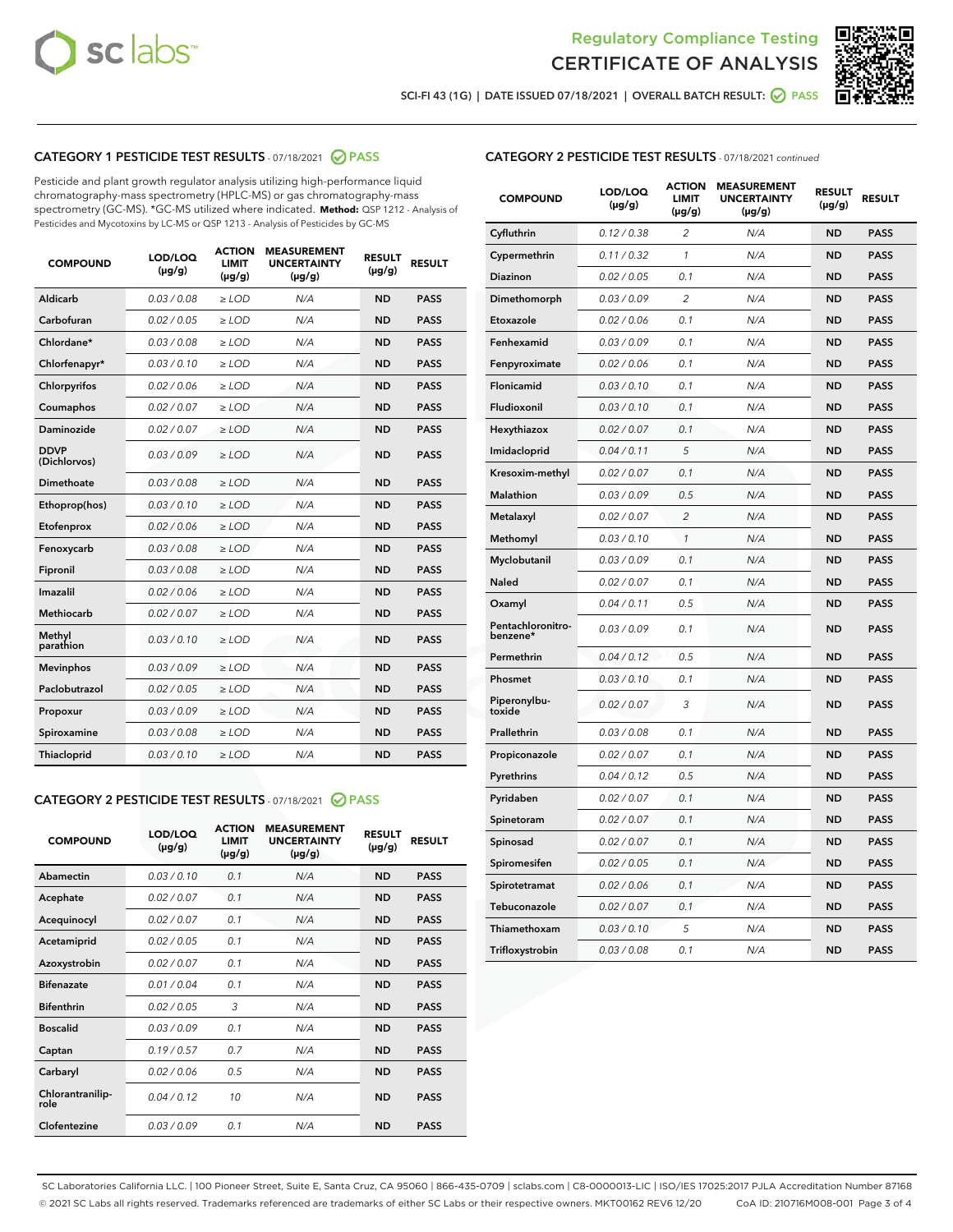Regulatory Compliance Testing
CERTIFICATE OF ANALYSIS

SCI-FI 43 (1G) | DATE ISSUED 07/18/2021 | OVERALL BATCH RESULT: PASS

## CATEGORY 1 PESTICIDE TEST RESULTS - 07/18/2021 PASS

Pesticide and plant growth regulator analysis utilizing high-performance liquid chromatography-mass spectrometry (HPLC-MS) or gas chromatography-mass spectrometry (GC-MS). *GC-MS utilized where indicated. **Method:** QSP 1212 - Analysis of Pesticides and Mycotoxins by LC-MS or QSP 1213 - Analysis of Pesticides by GC-MS

| COMPOUND | LOD/LOQ (µg/g) | ACTION LIMIT (µg/g) | MEASUREMENT UNCERTAINTY (µg/g) | RESULT (µg/g) | RESULT |
|---|---|---|---|---|---|
| Aldicarb | 0.03 / 0.08 | ≥ LOD | N/A | ND | PASS |
| Carbofuran | 0.02 / 0.05 | ≥ LOD | N/A | ND | PASS |
| Chlordane* | 0.03 / 0.08 | ≥ LOD | N/A | ND | PASS |
| Chlorfenapyr* | 0.03 / 0.10 | ≥ LOD | N/A | ND | PASS |
| Chlorpyrifos | 0.02 / 0.06 | ≥ LOD | N/A | ND | PASS |
| Coumaphos | 0.02 / 0.07 | ≥ LOD | N/A | ND | PASS |
| Daminozide | 0.02 / 0.07 | ≥ LOD | N/A | ND | PASS |
| DDVP (Dichlorvos) | 0.03 / 0.09 | ≥ LOD | N/A | ND | PASS |
| Dimethoate | 0.03 / 0.08 | ≥ LOD | N/A | ND | PASS |
| Ethoprop(hos) | 0.03 / 0.10 | ≥ LOD | N/A | ND | PASS |
| Etofenprox | 0.02 / 0.06 | ≥ LOD | N/A | ND | PASS |
| Fenoxycarb | 0.03 / 0.08 | ≥ LOD | N/A | ND | PASS |
| Fipronil | 0.03 / 0.08 | ≥ LOD | N/A | ND | PASS |
| Imazalil | 0.02 / 0.06 | ≥ LOD | N/A | ND | PASS |
| Methiocarb | 0.02 / 0.07 | ≥ LOD | N/A | ND | PASS |
| Methyl parathion | 0.03 / 0.10 | ≥ LOD | N/A | ND | PASS |
| Mevinphos | 0.03 / 0.09 | ≥ LOD | N/A | ND | PASS |
| Paclobutrazol | 0.02 / 0.05 | ≥ LOD | N/A | ND | PASS |
| Propoxur | 0.03 / 0.09 | ≥ LOD | N/A | ND | PASS |
| Spiroxamine | 0.03 / 0.08 | ≥ LOD | N/A | ND | PASS |
| Thiacloprid | 0.03 / 0.10 | ≥ LOD | N/A | ND | PASS |

## CATEGORY 2 PESTICIDE TEST RESULTS - 07/18/2021 PASS

| COMPOUND | LOD/LOQ (µg/g) | ACTION LIMIT (µg/g) | MEASUREMENT UNCERTAINTY (µg/g) | RESULT (µg/g) | RESULT |
|---|---|---|---|---|---|
| Abamectin | 0.03 / 0.10 | 0.1 | N/A | ND | PASS |
| Acephate | 0.02 / 0.07 | 0.1 | N/A | ND | PASS |
| Acequinocyl | 0.02 / 0.07 | 0.1 | N/A | ND | PASS |
| Acetamiprid | 0.02 / 0.05 | 0.1 | N/A | ND | PASS |
| Azoxystrobin | 0.02 / 0.07 | 0.1 | N/A | ND | PASS |
| Bifenazate | 0.01 / 0.04 | 0.1 | N/A | ND | PASS |
| Bifenthrin | 0.02 / 0.05 | 3 | N/A | ND | PASS |
| Boscalid | 0.03 / 0.09 | 0.1 | N/A | ND | PASS |
| Captan | 0.19 / 0.57 | 0.7 | N/A | ND | PASS |
| Carbaryl | 0.02 / 0.06 | 0.5 | N/A | ND | PASS |
| Chlorantraniliprole | 0.04 / 0.12 | 10 | N/A | ND | PASS |
| Clofentezine | 0.03 / 0.09 | 0.1 | N/A | ND | PASS |
| Cyfluthrin | 0.12 / 0.38 | 2 | N/A | ND | PASS |
| Cypermethrin | 0.11 / 0.32 | 1 | N/A | ND | PASS |
| Diazinon | 0.02 / 0.05 | 0.1 | N/A | ND | PASS |
| Dimethomorph | 0.03 / 0.09 | 2 | N/A | ND | PASS |
| Etoxazole | 0.02 / 0.06 | 0.1 | N/A | ND | PASS |
| Fenhexamid | 0.03 / 0.09 | 0.1 | N/A | ND | PASS |
| Fenpyroximate | 0.02 / 0.06 | 0.1 | N/A | ND | PASS |
| Flonicamid | 0.03 / 0.10 | 0.1 | N/A | ND | PASS |
| Fludioxonil | 0.03 / 0.10 | 0.1 | N/A | ND | PASS |
| Hexythiazox | 0.02 / 0.07 | 0.1 | N/A | ND | PASS |
| Imidacloprid | 0.04 / 0.11 | 5 | N/A | ND | PASS |
| Kresoxim-methyl | 0.02 / 0.07 | 0.1 | N/A | ND | PASS |
| Malathion | 0.03 / 0.09 | 0.5 | N/A | ND | PASS |
| Metalaxyl | 0.02 / 0.07 | 2 | N/A | ND | PASS |
| Methomyl | 0.03 / 0.10 | 1 | N/A | ND | PASS |
| Myclobutanil | 0.03 / 0.09 | 0.1 | N/A | ND | PASS |
| Naled | 0.02 / 0.07 | 0.1 | N/A | ND | PASS |
| Oxamyl | 0.04 / 0.11 | 0.5 | N/A | ND | PASS |
| Pentachloronitrobenzene* | 0.03 / 0.09 | 0.1 | N/A | ND | PASS |
| Permethrin | 0.04 / 0.12 | 0.5 | N/A | ND | PASS |
| Phosmet | 0.03 / 0.10 | 0.1 | N/A | ND | PASS |
| Piperonylbutoxide | 0.02 / 0.07 | 3 | N/A | ND | PASS |
| Prallethrin | 0.03 / 0.08 | 0.1 | N/A | ND | PASS |
| Propiconazole | 0.02 / 0.07 | 0.1 | N/A | ND | PASS |
| Pyrethrins | 0.04 / 0.12 | 0.5 | N/A | ND | PASS |
| Pyridaben | 0.02 / 0.07 | 0.1 | N/A | ND | PASS |
| Spinetoram | 0.02 / 0.07 | 0.1 | N/A | ND | PASS |
| Spinosad | 0.02 / 0.07 | 0.1 | N/A | ND | PASS |
| Spiromesifen | 0.02 / 0.05 | 0.1 | N/A | ND | PASS |
| Spirotetramat | 0.02 / 0.06 | 0.1 | N/A | ND | PASS |
| Tebuconazole | 0.02 / 0.07 | 0.1 | N/A | ND | PASS |
| Thiamethoxam | 0.03 / 0.10 | 5 | N/A | ND | PASS |
| Trifloxystrobin | 0.03 / 0.08 | 0.1 | N/A | ND | PASS |

SC Laboratories California LLC. | 100 Pioneer Street, Suite E, Santa Cruz, CA 95060 | 866-435-0709 | sclabs.com | C8-0000013-LIC | ISO/IES 17025:2017 PJLA Accreditation Number 87168
© 2021 SC Labs all rights reserved. Trademarks referenced are trademarks of either SC Labs or their respective owners. MKT00162 REV6 12/20 CoA ID: 210716M008-001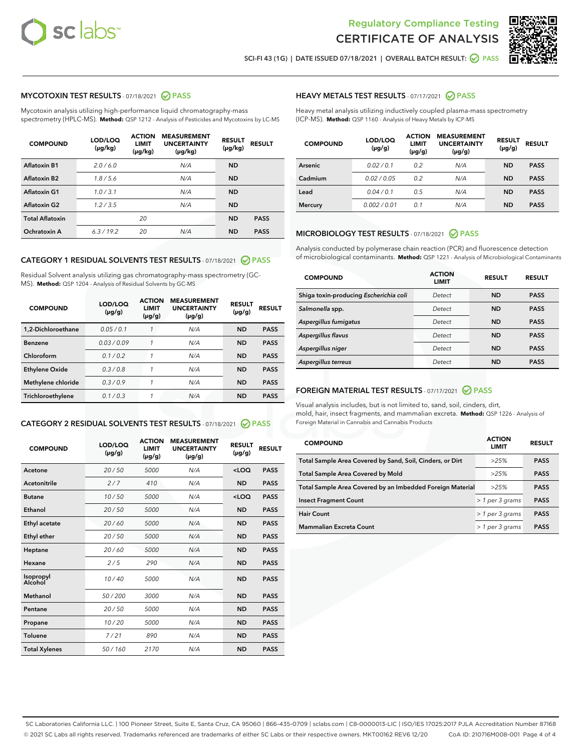Regulatory Compliance Testing

# CERTIFICATE OF ANALYSIS

SCI-FI 43 (1G) | DATE ISSUED 07/18/2021 | OVERALL BATCH RESULT: PASS

## MYCOTOXIN TEST RESULTS - 07/18/2021 PASS

Mycotoxin analysis utilizing high-performance liquid chromatography-mass spectrometry (HPLC-MS). **Method:** QSP 1212 - Analysis of Pesticides and Mycotoxins by LC-MS

| COMPOUND | LOD/LOQ (µg/kg) | ACTION LIMIT (µg/kg) | MEASUREMENT UNCERTAINTY (µg/kg) | RESULT (µg/kg) | RESULT |
|---|---|---|---|---|---|
| Aflatoxin B1 | 2.0 / 6.0 | | N/A | ND | |
| Aflatoxin B2 | 1.8 / 5.6 | | N/A | ND | |
| Aflatoxin G1 | 1.0 / 3.1 | | N/A | ND | |
| Aflatoxin G2 | 1.2 / 3.5 | | N/A | ND | |
| Total Aflatoxin | | 20 | | ND | PASS |
| Ochratoxin A | 6.3 / 19.2 | 20 | N/A | ND | PASS |

## CATEGORY 1 RESIDUAL SOLVENTS TEST RESULTS - 07/18/2021 PASS

Residual Solvent analysis utilizing gas chromatography-mass spectrometry (GC-MS). **Method:** QSP 1204 - Analysis of Residual Solvents by GC-MS

| COMPOUND | LOD/LOQ (µg/g) | ACTION LIMIT (µg/g) | MEASUREMENT UNCERTAINTY (µg/g) | RESULT (µg/g) | RESULT |
|---|---|---|---|---|---|
| 1,2-Dichloroethane | 0.05 / 0.1 | 1 | N/A | ND | PASS |
| Benzene | 0.03 / 0.09 | 1 | N/A | ND | PASS |
| Chloroform | 0.1 / 0.2 | 1 | N/A | ND | PASS |
| Ethylene Oxide | 0.3 / 0.8 | 1 | N/A | ND | PASS |
| Methylene chloride | 0.3 / 0.9 | 1 | N/A | ND | PASS |
| Trichloroethylene | 0.1 / 0.3 | 1 | N/A | ND | PASS |

## CATEGORY 2 RESIDUAL SOLVENTS TEST RESULTS - 07/18/2021 PASS

| COMPOUND | LOD/LOQ (µg/g) | ACTION LIMIT (µg/g) | MEASUREMENT UNCERTAINTY (µg/g) | RESULT (µg/g) | RESULT |
|---|---|---|---|---|---|
| Acetone | 20 / 50 | 5000 | N/A | <LOQ | PASS |
| Acetonitrile | 2 / 7 | 410 | N/A | ND | PASS |
| Butane | 10 / 50 | 5000 | N/A | <LOQ | PASS |
| Ethanol | 20 / 50 | 5000 | N/A | ND | PASS |
| Ethyl acetate | 20 / 60 | 5000 | N/A | ND | PASS |
| Ethyl ether | 20 / 50 | 5000 | N/A | ND | PASS |
| Heptane | 20 / 60 | 5000 | N/A | ND | PASS |
| Hexane | 2 / 5 | 290 | N/A | ND | PASS |
| Isopropyl Alcohol | 10 / 40 | 5000 | N/A | ND | PASS |
| Methanol | 50 / 200 | 3000 | N/A | ND | PASS |
| Pentane | 20 / 50 | 5000 | N/A | ND | PASS |
| Propane | 10 / 20 | 5000 | N/A | ND | PASS |
| Toluene | 7 / 21 | 890 | N/A | ND | PASS |
| Total Xylenes | 50 / 160 | 2170 | N/A | ND | PASS |

## HEAVY METALS TEST RESULTS - 07/17/2021 PASS

Heavy metal analysis utilizing inductively coupled plasma-mass spectrometry (ICP-MS). **Method:** QSP 1160 - Analysis of Heavy Metals by ICP-MS

| COMPOUND | LOD/LOQ (µg/g) | ACTION LIMIT (µg/g) | MEASUREMENT UNCERTAINTY (µg/g) | RESULT (µg/g) | RESULT |
|---|---|---|---|---|---|
| Arsenic | 0.02 / 0.1 | 0.2 | N/A | ND | PASS |
| Cadmium | 0.02 / 0.05 | 0.2 | N/A | ND | PASS |
| Lead | 0.04 / 0.1 | 0.5 | N/A | ND | PASS |
| Mercury | 0.002 / 0.01 | 0.1 | N/A | ND | PASS |

## MICROBIOLOGY TEST RESULTS - 07/18/2021 PASS

Analysis conducted by polymerase chain reaction (PCR) and fluorescence detection of microbiological contaminants. **Method:** QSP 1221 - Analysis of Microbiological Contaminants

| COMPOUND | ACTION LIMIT | RESULT | RESULT |
|---|---|---|---|
| Shiga toxin-producing *Escherichia coli* | Detect | ND | PASS |
| *Salmonella* spp. | Detect | ND | PASS |
| *Aspergillus fumigatus* | Detect | ND | PASS |
| *Aspergillus flavus* | Detect | ND | PASS |
| *Aspergillus niger* | Detect | ND | PASS |
| *Aspergillus terreus* | Detect | ND | PASS |

## FOREIGN MATERIAL TEST RESULTS - 07/17/2021 PASS

Visual analysis includes, but is not limited to, sand, soil, cinders, dirt, mold, hair, insect fragments, and mammalian excreta. **Method:** QSP 1226 - Analysis of Foreign Material in Cannabis and Cannabis Products

| COMPOUND | ACTION LIMIT | RESULT |
|---|---|---|
| Total Sample Area Covered by Sand, Soil, Cinders, or Dirt | >25% | PASS |
| Total Sample Area Covered by Mold | >25% | PASS |
| Total Sample Area Covered by an Imbedded Foreign Material | >25% | PASS |
| Insect Fragment Count | > 1 per 3 grams | PASS |
| Hair Count | > 1 per 3 grams | PASS |
| Mammalian Excreta Count | > 1 per 3 grams | PASS |

SC Laboratories California LLC. | 100 Pioneer Street, Suite E, Santa Cruz, CA 95060 | 866-435-0709 | sclabs.com | C8-0000013-LIC | ISO/IES 17025:2017 PJLA Accreditation Number 87168
© 2021 SC Labs all rights reserved. Trademarks referenced are trademarks of either SC Labs or their respective owners. MKT00162 REV6 12/20 CoA ID: 210716M008-001